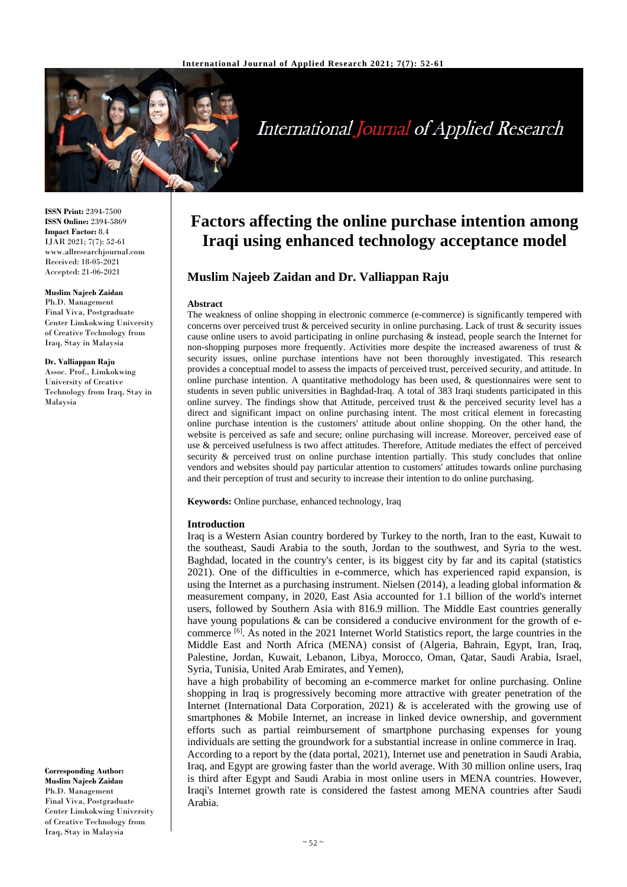**ISSN Print:** 2394-7500
**ISSN Online:** 2394-5869
**Impact Factor:** 8.4
IJAR 2021; 7(7): 52-61
www.allresearchjournal.com
Received: 18-05-2021
Accepted: 21-06-2021

**Muslim Najeeb Zaidan**
Ph.D. Management
Final Viva, Postgraduate Center Limkokwing University of Creative Technology from Iraq, Stay in Malaysia

**Dr. Valliappan Raju**
Assoc. Prof., Limkokwing University of Creative Technology from Iraq, Stay in Malaysia

**Corresponding Author:**
**Muslim Najeeb Zaidan**
Ph.D. Management
Final Viva, Postgraduate Center Limkokwing University of Creative Technology from Iraq, Stay in Malaysia

# Factors affecting the online purchase intention among Iraqi using enhanced technology acceptance model

## Muslim Najeeb Zaidan and Dr. Valliappan Raju

### Abstract

The weakness of online shopping in electronic commerce (e-commerce) is significantly tempered with concerns over perceived trust & perceived security in online purchasing. Lack of trust & security issues cause online users to avoid participating in online purchasing & instead, people search the Internet for non-shopping purposes more frequently. Activities more despite the increased awareness of trust & security issues, online purchase intentions have not been thoroughly investigated. This research provides a conceptual model to assess the impacts of perceived trust, perceived security, and attitude. In online purchase intention. A quantitative methodology has been used, & questionnaires were sent to students in seven public universities in Baghdad-Iraq. A total of 383 Iraqi students participated in this online survey. The findings show that Attitude, perceived trust & the perceived security level has a direct and significant impact on online purchasing intent. The most critical element in forecasting online purchase intention is the customers' attitude about online shopping. On the other hand, the website is perceived as safe and secure; online purchasing will increase. Moreover, perceived ease of use & perceived usefulness is two affect attitudes. Therefore, Attitude mediates the effect of perceived security & perceived trust on online purchase intention partially. This study concludes that online vendors and websites should pay particular attention to customers' attitudes towards online purchasing and their perception of trust and security to increase their intention to do online purchasing.

**Keywords:** Online purchase, enhanced technology, Iraq

### Introduction

Iraq is a Western Asian country bordered by Turkey to the north, Iran to the east, Kuwait to the southeast, Saudi Arabia to the south, Jordan to the southwest, and Syria to the west. Baghdad, located in the country's center, is its biggest city by far and its capital (statistics 2021). One of the difficulties in e-commerce, which has experienced rapid expansion, is using the Internet as a purchasing instrument. Nielsen (2014), a leading global information & measurement company, in 2020, East Asia accounted for 1.1 billion of the world's internet users, followed by Southern Asia with 816.9 million. The Middle East countries generally have young populations & can be considered a conducive environment for the growth of e-commerce [6]. As noted in the 2021 Internet World Statistics report, the large countries in the Middle East and North Africa (MENA) consist of (Algeria, Bahrain, Egypt, Iran, Iraq, Palestine, Jordan, Kuwait, Lebanon, Libya, Morocco, Oman, Qatar, Saudi Arabia, Israel, Syria, Tunisia, United Arab Emirates, and Yemen),

have a high probability of becoming an e-commerce market for online purchasing. Online shopping in Iraq is progressively becoming more attractive with greater penetration of the Internet (International Data Corporation, 2021) & is accelerated with the growing use of smartphones & Mobile Internet, an increase in linked device ownership, and government efforts such as partial reimbursement of smartphone purchasing expenses for young individuals are setting the groundwork for a substantial increase in online commerce in Iraq.

According to a report by the (data portal, 2021), Internet use and penetration in Saudi Arabia, Iraq, and Egypt are growing faster than the world average. With 30 million online users, Iraq is third after Egypt and Saudi Arabia in most online users in MENA countries. However, Iraqi's Internet growth rate is considered the fastest among MENA countries after Saudi Arabia.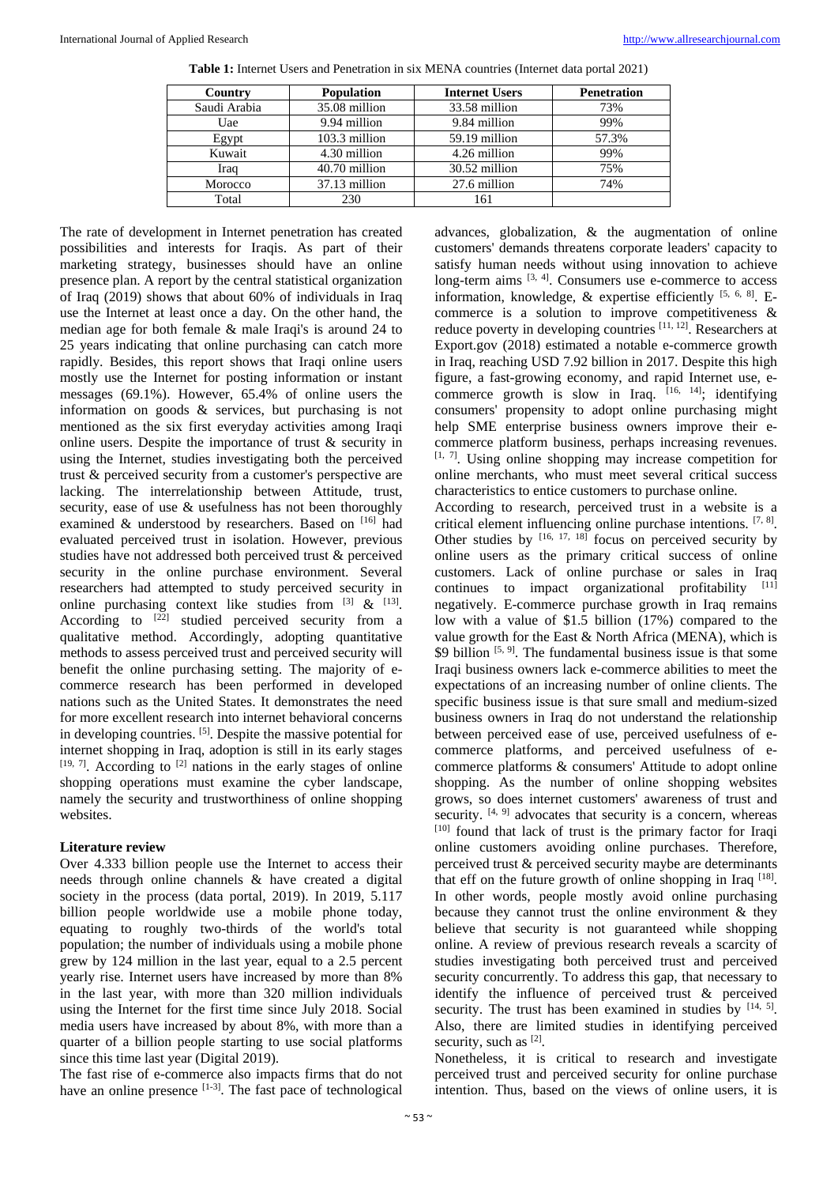**Table 1:** Internet Users and Penetration in six MENA countries (Internet data portal 2021)

| Country | Population | Internet Users | Penetration |
|---|---|---|---|
| Saudi Arabia | 35.08 million | 33.58 million | 73% |
| Uae | 9.94 million | 9.84 million | 99% |
| Egypt | 103.3 million | 59.19 million | 57.3% |
| Kuwait | 4.30 million | 4.26 million | 99% |
| Iraq | 40.70 million | 30.52 million | 75% |
| Morocco | 37.13 million | 27.6 million | 74% |
| Total | 230 | 161 | |

The rate of development in Internet penetration has created possibilities and interests for Iraqis. As part of their marketing strategy, businesses should have an online presence plan. A report by the central statistical organization of Iraq (2019) shows that about 60% of individuals in Iraq use the Internet at least once a day. On the other hand, the median age for both female & male Iraqi's is around 24 to 25 years indicating that online purchasing can catch more rapidly. Besides, this report shows that Iraqi online users mostly use the Internet for posting information or instant messages (69.1%). However, 65.4% of online users the information on goods & services, but purchasing is not mentioned as the six first everyday activities among Iraqi online users. Despite the importance of trust & security in using the Internet, studies investigating both the perceived trust & perceived security from a customer's perspective are lacking. The interrelationship between Attitude, trust, security, ease of use & usefulness has not been thoroughly examined & understood by researchers. Based on [16] had evaluated perceived trust in isolation. However, previous studies have not addressed both perceived trust & perceived security in the online purchase environment. Several researchers had attempted to study perceived security in online purchasing context like studies from [3] & [13]. According to [22] studied perceived security from a qualitative method. Accordingly, adopting quantitative methods to assess perceived trust and perceived security will benefit the online purchasing setting. The majority of e-commerce research has been performed in developed nations such as the United States. It demonstrates the need for more excellent research into internet behavioral concerns in developing countries. [5]. Despite the massive potential for internet shopping in Iraq, adoption is still in its early stages [19, 7]. According to [2] nations in the early stages of online shopping operations must examine the cyber landscape, namely the security and trustworthiness of online shopping websites.

## Literature review

Over 4.333 billion people use the Internet to access their needs through online channels & have created a digital society in the process (data portal, 2019). In 2019, 5.117 billion people worldwide use a mobile phone today, equating to roughly two-thirds of the world's total population; the number of individuals using a mobile phone grew by 124 million in the last year, equal to a 2.5 percent yearly rise. Internet users have increased by more than 8% in the last year, with more than 320 million individuals using the Internet for the first time since July 2018. Social media users have increased by about 8%, with more than a quarter of a billion people starting to use social platforms since this time last year (Digital 2019).

The fast rise of e-commerce also impacts firms that do not have an online presence [1-3]. The fast pace of technological advances, globalization, & the augmentation of online customers' demands threatens corporate leaders' capacity to satisfy human needs without using innovation to achieve long-term aims [3, 4]. Consumers use e-commerce to access information, knowledge, & expertise efficiently [5, 6, 8]. E-commerce is a solution to improve competitiveness & reduce poverty in developing countries [11, 12]. Researchers at Export.gov (2018) estimated a notable e-commerce growth in Iraq, reaching USD 7.92 billion in 2017. Despite this high figure, a fast-growing economy, and rapid Internet use, e-commerce growth is slow in Iraq. [16, 14]; identifying consumers' propensity to adopt online purchasing might help SME enterprise business owners improve their e-commerce platform business, perhaps increasing revenues. [1, 7]. Using online shopping may increase competition for online merchants, who must meet several critical success characteristics to entice customers to purchase online.

According to research, perceived trust in a website is a critical element influencing online purchase intentions. [7, 8]. Other studies by [16, 17, 18] focus on perceived security by online users as the primary critical success of online customers. Lack of online purchase or sales in Iraq continues to impact organizational profitability [11] negatively. E-commerce purchase growth in Iraq remains low with a value of $1.5 billion (17%) compared to the value growth for the East & North Africa (MENA), which is $9 billion [5, 9]. The fundamental business issue is that some Iraqi business owners lack e-commerce abilities to meet the expectations of an increasing number of online clients. The specific business issue is that sure small and medium-sized business owners in Iraq do not understand the relationship between perceived ease of use, perceived usefulness of e-commerce platforms, and perceived usefulness of e-commerce platforms & consumers' Attitude to adopt online shopping. As the number of online shopping websites grows, so does internet customers' awareness of trust and security. [4, 9] advocates that security is a concern, whereas [10] found that lack of trust is the primary factor for Iraqi online customers avoiding online purchases. Therefore, perceived trust & perceived security maybe are determinants that eff on the future growth of online shopping in Iraq [18]. In other words, people mostly avoid online purchasing because they cannot trust the online environment & they believe that security is not guaranteed while shopping online. A review of previous research reveals a scarcity of studies investigating both perceived trust and perceived security concurrently. To address this gap, that necessary to identify the influence of perceived trust & perceived security. The trust has been examined in studies by [14, 5]. Also, there are limited studies in identifying perceived security, such as [2].

Nonetheless, it is critical to research and investigate perceived trust and perceived security for online purchase intention. Thus, based on the views of online users, it is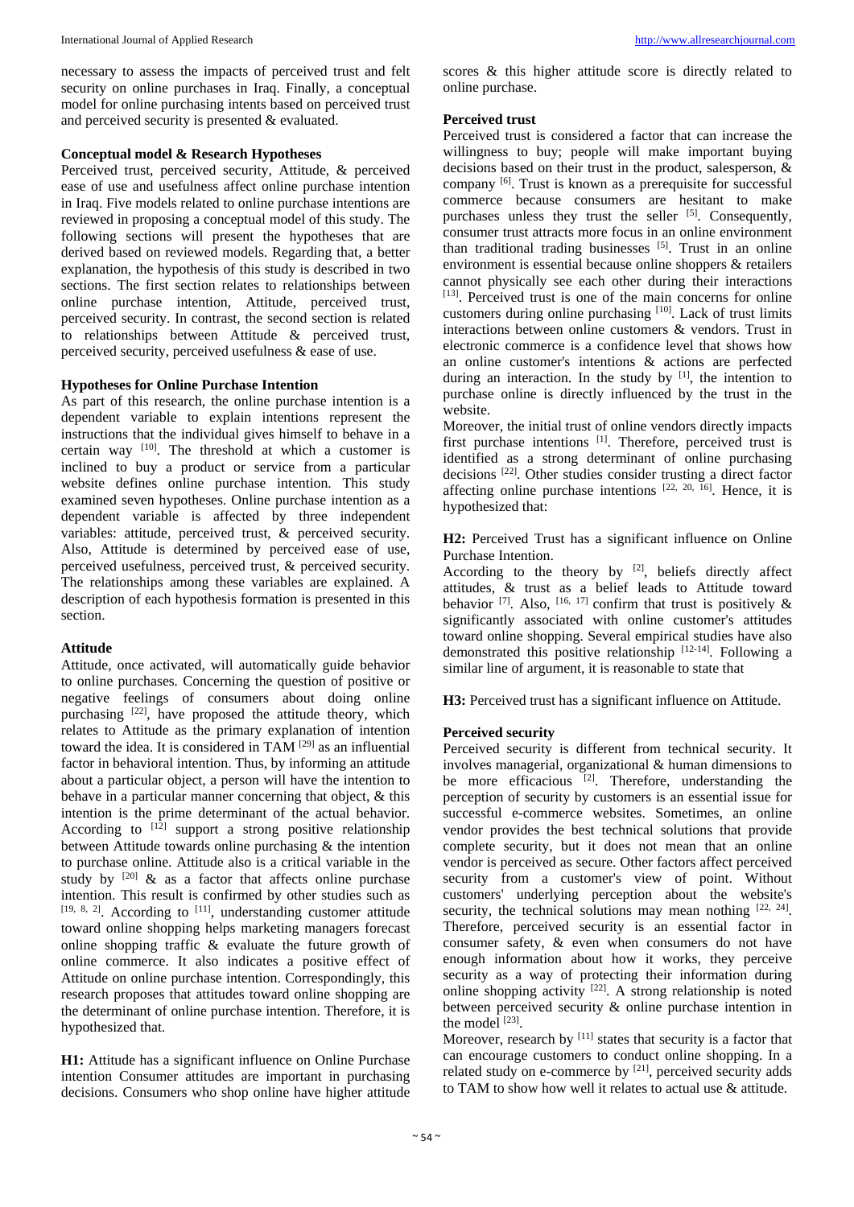necessary to assess the impacts of perceived trust and felt security on online purchases in Iraq. Finally, a conceptual model for online purchasing intents based on perceived trust and perceived security is presented & evaluated.

**Conceptual model & Research Hypotheses**

Perceived trust, perceived security, Attitude, & perceived ease of use and usefulness affect online purchase intention in Iraq. Five models related to online purchase intentions are reviewed in proposing a conceptual model of this study. The following sections will present the hypotheses that are derived based on reviewed models. Regarding that, a better explanation, the hypothesis of this study is described in two sections. The first section relates to relationships between online purchase intention, Attitude, perceived trust, perceived security. In contrast, the second section is related to relationships between Attitude & perceived trust, perceived security, perceived usefulness & ease of use.

**Hypotheses for Online Purchase Intention**

As part of this research, the online purchase intention is a dependent variable to explain intentions represent the instructions that the individual gives himself to behave in a certain way [10]. The threshold at which a customer is inclined to buy a product or service from a particular website defines online purchase intention. This study examined seven hypotheses. Online purchase intention as a dependent variable is affected by three independent variables: attitude, perceived trust, & perceived security. Also, Attitude is determined by perceived ease of use, perceived usefulness, perceived trust, & perceived security. The relationships among these variables are explained. A description of each hypothesis formation is presented in this section.

**Attitude**

Attitude, once activated, will automatically guide behavior to online purchases. Concerning the question of positive or negative feelings of consumers about doing online purchasing [22], have proposed the attitude theory, which relates to Attitude as the primary explanation of intention toward the idea. It is considered in TAM [29] as an influential factor in behavioral intention. Thus, by informing an attitude about a particular object, a person will have the intention to behave in a particular manner concerning that object, & this intention is the prime determinant of the actual behavior. According to [12] support a strong positive relationship between Attitude towards online purchasing & the intention to purchase online. Attitude also is a critical variable in the study by [20] & as a factor that affects online purchase intention. This result is confirmed by other studies such as [19, 8, 2]. According to [11], understanding customer attitude toward online shopping helps marketing managers forecast online shopping traffic & evaluate the future growth of online commerce. It also indicates a positive effect of Attitude on online purchase intention. Correspondingly, this research proposes that attitudes toward online shopping are the determinant of online purchase intention. Therefore, it is hypothesized that.

**H1:** Attitude has a significant influence on Online Purchase intention Consumer attitudes are important in purchasing decisions. Consumers who shop online have higher attitude scores & this higher attitude score is directly related to online purchase.

**Perceived trust**

Perceived trust is considered a factor that can increase the willingness to buy; people will make important buying decisions based on their trust in the product, salesperson, & company [6]. Trust is known as a prerequisite for successful commerce because consumers are hesitant to make purchases unless they trust the seller [5]. Consequently, consumer trust attracts more focus in an online environment than traditional trading businesses [5]. Trust in an online environment is essential because online shoppers & retailers cannot physically see each other during their interactions [13]. Perceived trust is one of the main concerns for online customers during online purchasing [10]. Lack of trust limits interactions between online customers & vendors. Trust in electronic commerce is a confidence level that shows how an online customer's intentions & actions are perfected during an interaction. In the study by [1], the intention to purchase online is directly influenced by the trust in the website.

Moreover, the initial trust of online vendors directly impacts first purchase intentions [1]. Therefore, perceived trust is identified as a strong determinant of online purchasing decisions [22]. Other studies consider trusting a direct factor affecting online purchase intentions [22, 20, 16]. Hence, it is hypothesized that:

**H2:** Perceived Trust has a significant influence on Online Purchase Intention.

According to the theory by [2], beliefs directly affect attitudes, & trust as a belief leads to Attitude toward behavior [7]. Also, [16, 17] confirm that trust is positively & significantly associated with online customer's attitudes toward online purchasing. Several empirical studies have also demonstrated this positive relationship [12-14]. Following a similar line of argument, it is reasonable to state that

**H3:** Perceived trust has a significant influence on Attitude.

**Perceived security**

Perceived security is different from technical security. It involves managerial, organizational & human dimensions to be more efficacious [2]. Therefore, understanding the perception of security by customers is an essential issue for successful e-commerce websites. Sometimes, an online vendor provides the best technical solutions that provide complete security, but it does not mean that an online vendor is perceived as secure. Other factors affect perceived security from a customer's view of point. Without customers' underlying perception about the website's security, the technical solutions may mean nothing [22, 24]. Therefore, perceived security is an essential factor in consumer safety, & even when consumers do not have enough information about how it works, they perceive security as a way of protecting their information during online shopping activity [22]. A strong relationship is noted between perceived security & online purchase intention in the model [23].

Moreover, research by [11] states that security is a factor that can encourage customers to conduct online shopping. In a related study on e-commerce by [21], perceived security adds to TAM to show how well it relates to actual use & attitude.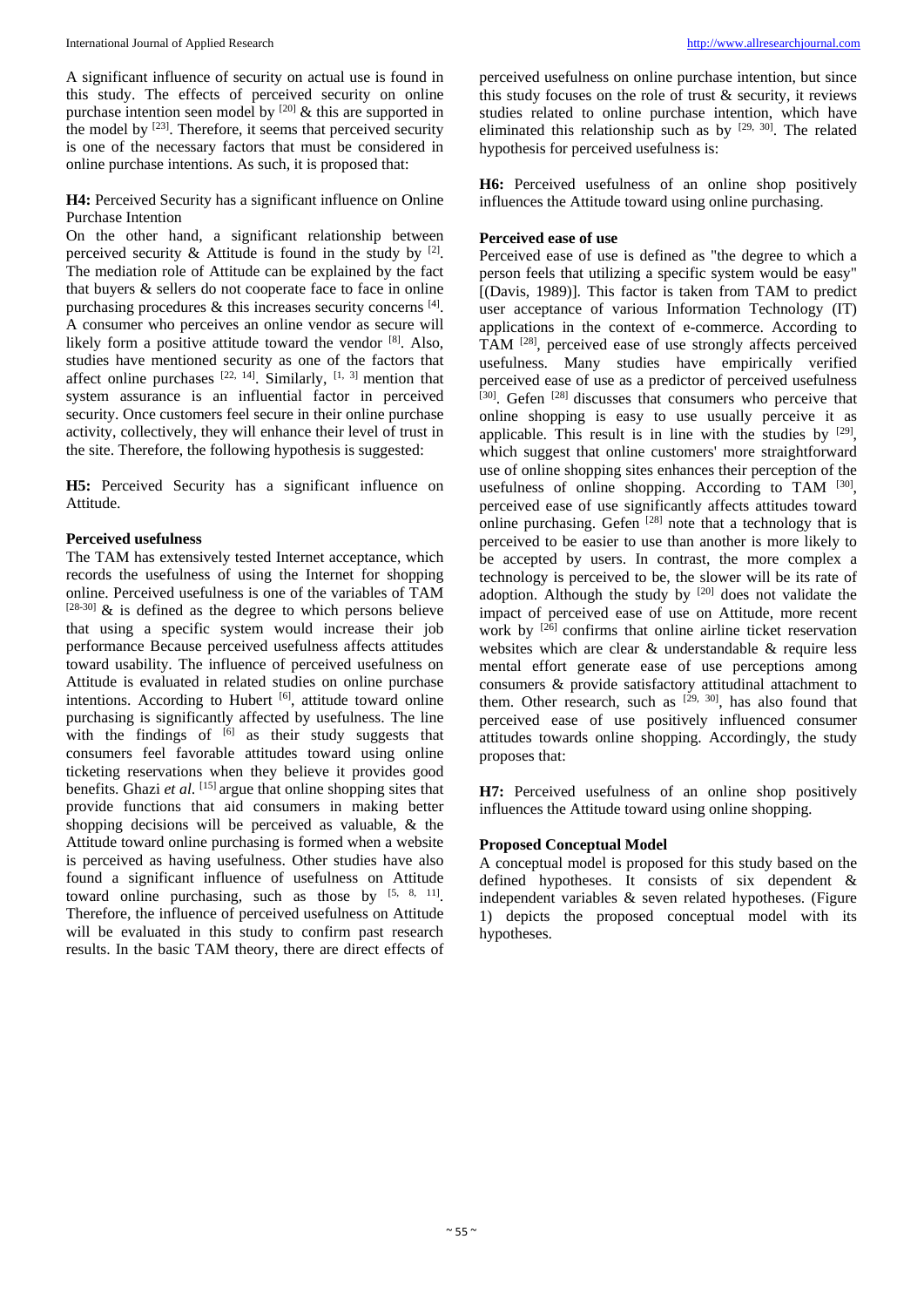A significant influence of security on actual use is found in this study. The effects of perceived security on online purchase intention seen model by [20] & this are supported in the model by [23]. Therefore, it seems that perceived security is one of the necessary factors that must be considered in online purchase intentions. As such, it is proposed that:

**H4:** Perceived Security has a significant influence on Online Purchase Intention

On the other hand, a significant relationship between perceived security & Attitude is found in the study by [2]. The mediation role of Attitude can be explained by the fact that buyers & sellers do not cooperate face to face in online purchasing procedures & this increases security concerns [4]. A consumer who perceives an online vendor as secure will likely form a positive attitude toward the vendor [8]. Also, studies have mentioned security as one of the factors that affect online purchases [22, 14]. Similarly, [1, 3] mention that system assurance is an influential factor in perceived security. Once customers feel secure in their online purchase activity, collectively, they will enhance their level of trust in the site. Therefore, the following hypothesis is suggested:

**H5:** Perceived Security has a significant influence on Attitude.

**Perceived usefulness**

The TAM has extensively tested Internet acceptance, which records the usefulness of using the Internet for shopping online. Perceived usefulness is one of the variables of TAM [28-30] & is defined as the degree to which persons believe that using a specific system would increase their job performance Because perceived usefulness affects attitudes toward usability. The influence of perceived usefulness on Attitude is evaluated in related studies on online purchase intentions. According to Hubert [6], attitude toward online purchasing is significantly affected by usefulness. The line with the findings of [6] as their study suggests that consumers feel favorable attitudes toward using online ticketing reservations when they believe it provides good benefits. Ghazi *et al.* [15] argue that online shopping sites that provide functions that aid consumers in making better shopping decisions will be perceived as valuable, & the Attitude toward online purchasing is formed when a website is perceived as having usefulness. Other studies have also found a significant influence of usefulness on Attitude toward online purchasing, such as those by [5, 8, 11]. Therefore, the influence of perceived usefulness on Attitude will be evaluated in this study to confirm past research results. In the basic TAM theory, there are direct effects of perceived usefulness on online purchase intention, but since this study focuses on the role of trust & security, it reviews studies related to online purchase intention, which have eliminated this relationship such as by [29, 30]. The related hypothesis for perceived usefulness is:

**H6:** Perceived usefulness of an online shop positively influences the Attitude toward using online purchasing.

**Perceived ease of use**

Perceived ease of use is defined as "the degree to which a person feels that utilizing a specific system would be easy" [(Davis, 1989)]. This factor is taken from TAM to predict user acceptance of various Information Technology (IT) applications in the context of e-commerce. According to TAM [28], perceived ease of use strongly affects perceived usefulness. Many studies have empirically verified perceived ease of use as a predictor of perceived usefulness [30]. Gefen [28] discusses that consumers who perceive that online shopping is easy to use usually perceive it as applicable. This result is in line with the studies by [29], which suggest that online customers' more straightforward use of online shopping sites enhances their perception of the usefulness of online shopping. According to TAM [30], perceived ease of use significantly affects attitudes toward online purchasing. Gefen [28] note that a technology that is perceived to be easier to use than another is more likely to be accepted by users. In contrast, the more complex a technology is perceived to be, the slower will be its rate of adoption. Although the study by [20] does not validate the impact of perceived ease of use on Attitude, more recent work by [26] confirms that online airline ticket reservation websites which are clear & understandable & require less mental effort generate ease of use perceptions among consumers & provide satisfactory attitudinal attachment to them. Other research, such as [29, 30], has also found that perceived ease of use positively influenced consumer attitudes towards online shopping. Accordingly, the study proposes that:

**H7:** Perceived usefulness of an online shop positively influences the Attitude toward using online shopping.

**Proposed Conceptual Model**

A conceptual model is proposed for this study based on the defined hypotheses. It consists of six dependent & independent variables & seven related hypotheses. (Figure 1) depicts the proposed conceptual model with its hypotheses.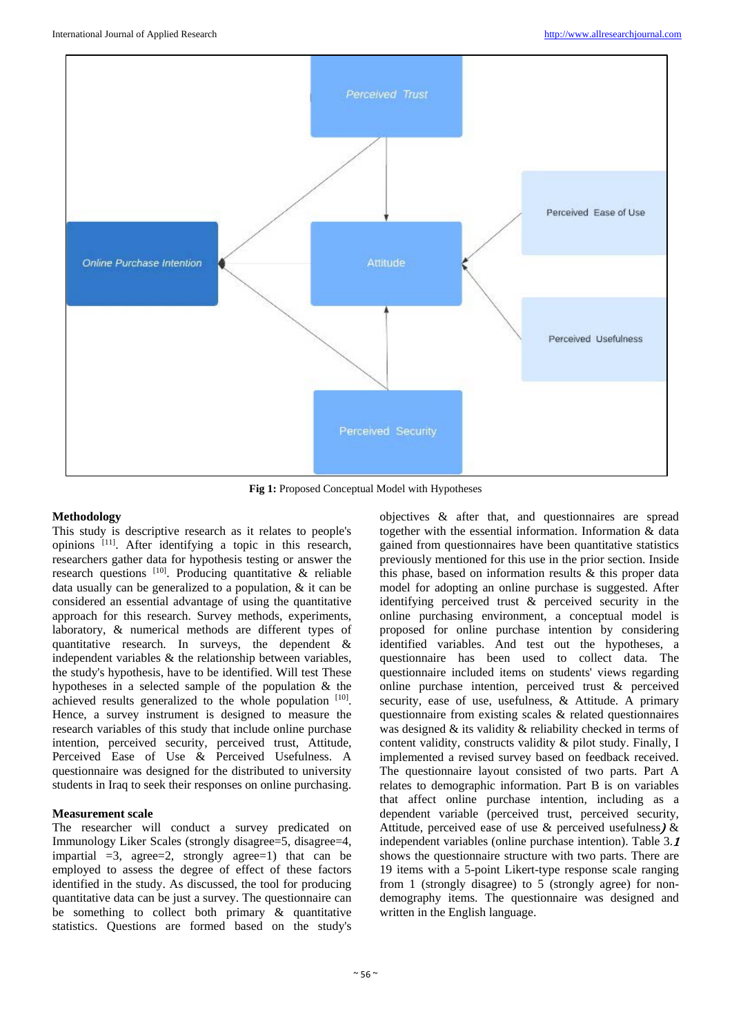Fig 1: Proposed Conceptual Model with Hypotheses

## Methodology

This study is descriptive research as it relates to people's opinions [11]. After identifying a topic in this research, researchers gather data for hypothesis testing or answer the research questions [10]. Producing quantitative & reliable data usually can be generalized to a population, & it can be considered an essential advantage of using the quantitative approach for this research. Survey methods, experiments, laboratory, & numerical methods are different types of quantitative research. In surveys, the dependent & independent variables & the relationship between variables, the study's hypothesis, have to be identified. Will test These hypotheses in a selected sample of the population & the achieved results generalized to the whole population [10]. Hence, a survey instrument is designed to measure the research variables of this study that include online purchase intention, perceived security, perceived trust, Attitude, Perceived Ease of Use & Perceived Usefulness. A questionnaire was designed for the distributed to university students in Iraq to seek their responses on online purchasing.

## Measurement scale

The researcher will conduct a survey predicated on Immunology Liker Scales (strongly disagree=5, disagree=4, impartial =3, agree=2, strongly agree=1) that can be employed to assess the degree of effect of these factors identified in the study. As discussed, the tool for producing quantitative data can be just a survey. The questionnaire can be something to collect both primary & quantitative statistics. Questions are formed based on the study's objectives & after that, and questionnaires are spread together with the essential information. Information & data gained from questionnaires have been quantitative statistics previously mentioned for this use in the prior section. Inside this phase, based on information results & this proper data model for adopting an online purchase is suggested. After identifying perceived trust & perceived security in the online purchasing environment, a conceptual model is proposed for online purchase intention by considering identified variables. And test out the hypotheses, a questionnaire has been used to collect data. The questionnaire included items on students' views regarding online purchase intention, perceived trust & perceived security, ease of use, usefulness, & Attitude. A primary questionnaire from existing scales & related questionnaires was designed & its validity & reliability checked in terms of content validity, constructs validity & pilot study. Finally, I implemented a revised survey based on feedback received. The questionnaire layout consisted of two parts. Part A relates to demographic information. Part B is on variables that affect online purchase intention, including as a dependent variable (perceived trust, perceived security, Attitude, perceived ease of use & perceived usefulness) & independent variables (online purchase intention). Table 3.1 shows the questionnaire structure with two parts. There are 19 items with a 5-point Likert-type response scale ranging from 1 (strongly disagree) to 5 (strongly agree) for non-demography items. The questionnaire was designed and written in the English language.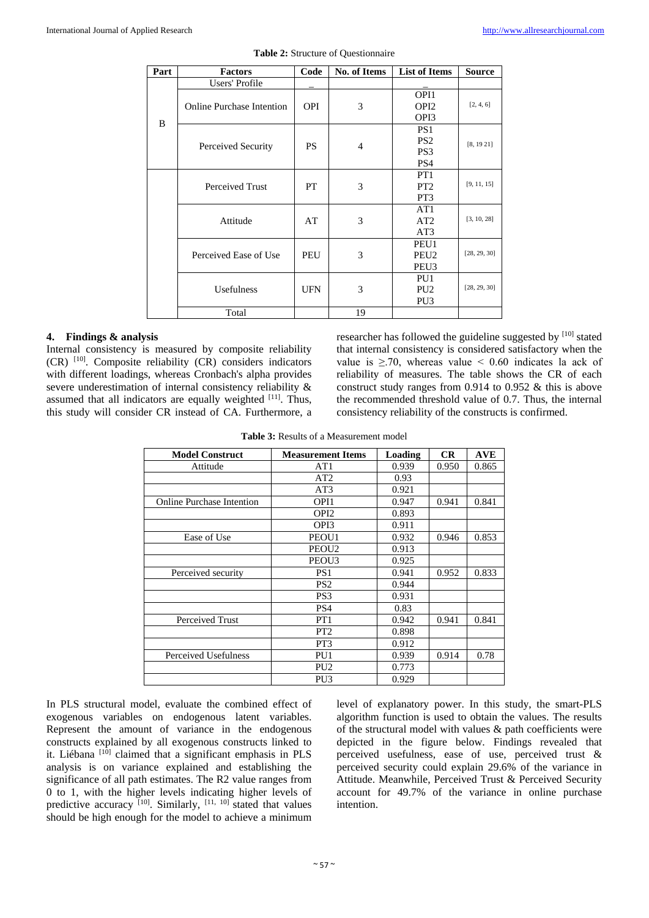**Table 2:** Structure of Questionnaire

| Part | Factors | Code | No. of Items | List of Items | Source |
|---|---|---|---|---|---|
| B | Users' Profile | _ | | _ | |
| | Online Purchase Intention | OPI | 3 | OPI1<br>OPI2<br>OPI3 | [2, 4, 6] |
| | Perceived Security | PS | 4 | PS1<br>PS2<br>PS3<br>PS4 | [8, 19 21] |
| | Perceived Trust | PT | 3 | PT1<br>PT2<br>PT3 | [9, 11, 15] |
| | Attitude | AT | 3 | AT1<br>AT2<br>AT3 | [3, 10, 28] |
| | Perceived Ease of Use | PEU | 3 | PEU1<br>PEU2<br>PEU3 | [28, 29, 30] |
| | Usefulness | UFN | 3 | PU1<br>PU2<br>PU3 | [28, 29, 30] |
| | Total | | 19 | | |

## 4. Findings & analysis

Internal consistency is measured by composite reliability (CR) [10]. Composite reliability (CR) considers indicators with different loadings, whereas Cronbach's alpha provides severe underestimation of internal consistency reliability & assumed that all indicators are equally weighted [11]. Thus, this study will consider CR instead of CA. Furthermore, a researcher has followed the guideline suggested by [10] stated that internal consistency is considered satisfactory when the value is ≥.70, whereas value < 0.60 indicates la ack of reliability of measures. The table shows the CR of each construct study ranges from 0.914 to 0.952 & this is above the recommended threshold value of 0.7. Thus, the internal consistency reliability of the constructs is confirmed.

**Table 3:** Results of a Measurement model

| Model Construct | Measurement Items | Loading | CR | AVE |
|---|---|---|---|---|
| Attitude | AT1 | 0.939 | 0.950 | 0.865 |
| | AT2 | 0.93 | | |
| | AT3 | 0.921 | | |
| Online Purchase Intention | OPI1 | 0.947 | 0.941 | 0.841 |
| | OPI2 | 0.893 | | |
| | OPI3 | 0.911 | | |
| Ease of Use | PEOU1 | 0.932 | 0.946 | 0.853 |
| | PEOU2 | 0.913 | | |
| | PEOU3 | 0.925 | | |
| Perceived security | PS1 | 0.941 | 0.952 | 0.833 |
| | PS2 | 0.944 | | |
| | PS3 | 0.931 | | |
| | PS4 | 0.83 | | |
| Perceived Trust | PT1 | 0.942 | 0.941 | 0.841 |
| | PT2 | 0.898 | | |
| | PT3 | 0.912 | | |
| Perceived Usefulness | PU1 | 0.939 | 0.914 | 0.78 |
| | PU2 | 0.773 | | |
| | PU3 | 0.929 | | |

In PLS structural model, evaluate the combined effect of exogenous variables on endogenous latent variables. Represent the amount of variance in the endogenous constructs explained by all exogenous constructs linked to it. Liébana [10] claimed that a significant emphasis in PLS analysis is on variance explained and establishing the significance of all path estimates. The R2 value ranges from 0 to 1, with the higher levels indicating higher levels of predictive accuracy [10]. Similarly, [11, 10] stated that values should be high enough for the model to achieve a minimum level of explanatory power. In this study, the smart-PLS algorithm function is used to obtain the values. The results of the structural model with values & path coefficients were depicted in the figure below. Findings revealed that perceived usefulness, ease of use, perceived trust & perceived security could explain 29.6% of the variance in Attitude. Meanwhile, Perceived Trust & Perceived Security account for 49.7% of the variance in online purchase intention.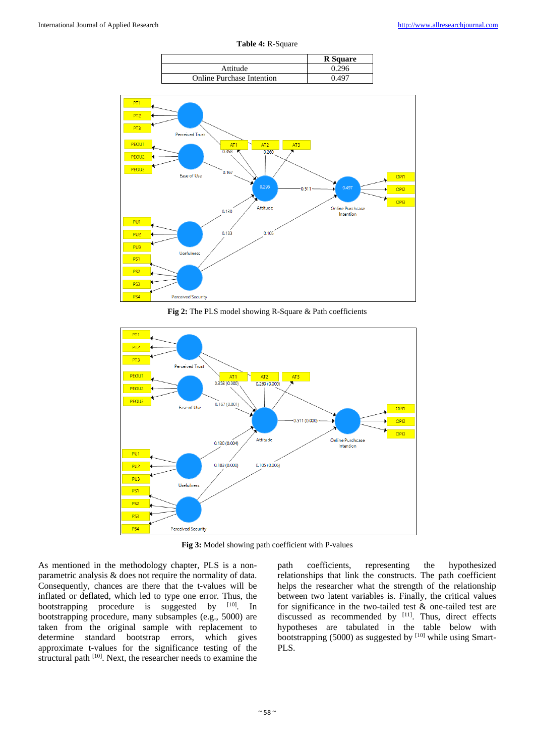**Table 4:** R-Square

| | R Square |
|---|---|
| Attitude | 0.296 |
| Online Purchase Intention | 0.497 |

**Fig 2:** The PLS model showing R-Square & Path coefficients

**Fig 3:** Model showing path coefficient with P-values

As mentioned in the methodology chapter, PLS is a non-parametric analysis & does not require the normality of data. Consequently, chances are there that the t-values will be inflated or deflated, which led to type one error. Thus, the bootstrapping procedure is suggested by [10]. In bootstrapping procedure, many subsamples (e.g., 5000) are taken from the original sample with replacement to determine standard bootstrap errors, which gives approximate t-values for the significance testing of the structural path [10]. Next, the researcher needs to examine the path coefficients, representing the hypothesized relationships that link the constructs. The path coefficient helps the researcher what the strength of the relationship between two latent variables is. Finally, the critical values for significance in the two-tailed test & one-tailed test are discussed as recommended by [11]. Thus, direct effects hypotheses are tabulated in the table below with bootstrapping (5000) as suggested by [10] while using Smart-PLS.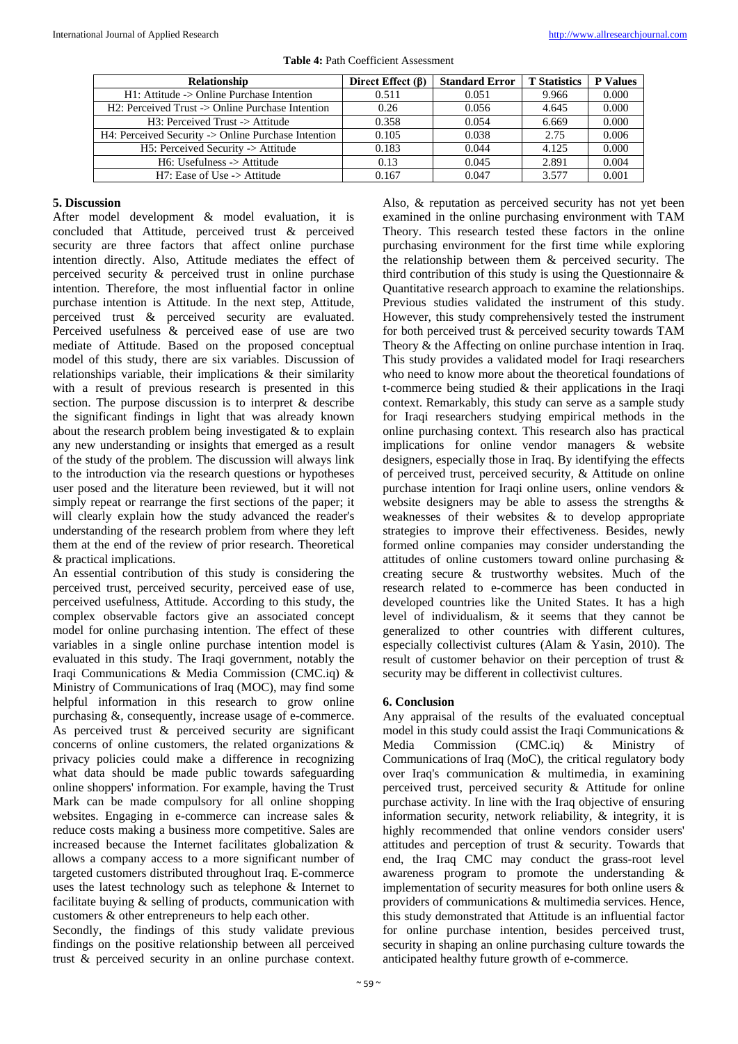**Table 4:** Path Coefficient Assessment

| Relationship | Direct Effect (β) | Standard Error | T Statistics | P Values |
|---|---|---|---|---|
| H1: Attitude -> Online Purchase Intention | 0.511 | 0.051 | 9.966 | 0.000 |
| H2: Perceived Trust -> Online Purchase Intention | 0.26 | 0.056 | 4.645 | 0.000 |
| H3: Perceived Trust -> Attitude | 0.358 | 0.054 | 6.669 | 0.000 |
| H4: Perceived Security -> Online Purchase Intention | 0.105 | 0.038 | 2.75 | 0.006 |
| H5: Perceived Security -> Attitude | 0.183 | 0.044 | 4.125 | 0.000 |
| H6: Usefulness -> Attitude | 0.13 | 0.045 | 2.891 | 0.004 |
| H7: Ease of Use -> Attitude | 0.167 | 0.047 | 3.577 | 0.001 |

## 5. Discussion

After model development & model evaluation, it is concluded that Attitude, perceived trust & perceived security are three factors that affect online purchase intention directly. Also, Attitude mediates the effect of perceived security & perceived trust in online purchase intention. Therefore, the most influential factor in online purchase intention is Attitude. In the next step, Attitude, perceived trust & perceived security are evaluated. Perceived usefulness & perceived ease of use are two mediate of Attitude. Based on the proposed conceptual model of this study, there are six variables. Discussion of relationships variable, their implications & their similarity with a result of previous research is presented in this section. The purpose discussion is to interpret & describe the significant findings in light that was already known about the research problem being investigated & to explain any new understanding or insights that emerged as a result of the study of the problem. The discussion will always link to the introduction via the research questions or hypotheses user posed and the literature been reviewed, but it will not simply repeat or rearrange the first sections of the paper; it will clearly explain how the study advanced the reader's understanding of the research problem from where they left them at the end of the review of prior research. Theoretical & practical implications.

An essential contribution of this study is considering the perceived trust, perceived security, perceived ease of use, perceived usefulness, Attitude. According to this study, the complex observable factors give an associated concept model for online purchasing intention. The effect of these variables in a single online purchase intention model is evaluated in this study. The Iraqi government, notably the Iraqi Communications & Media Commission (CMC.iq) & Ministry of Communications of Iraq (MOC), may find some helpful information in this research to grow online purchasing &, consequently, increase usage of e-commerce. As perceived trust & perceived security are significant concerns of online customers, the related organizations & privacy policies could make a difference in recognizing what data should be made public towards safeguarding online shoppers' information. For example, having the Trust Mark can be made compulsory for all online shopping websites. Engaging in e-commerce can increase sales & reduce costs making a business more competitive. Sales are increased because the Internet facilitates globalization & allows a company access to a more significant number of targeted customers distributed throughout Iraq. E-commerce uses the latest technology such as telephone & Internet to facilitate buying & selling of products, communication with customers & other entrepreneurs to help each other.

Secondly, the findings of this study validate previous findings on the positive relationship between all perceived trust & perceived security in an online purchase context. Also, & reputation as perceived security has not yet been examined in the online purchasing environment with TAM Theory. This research tested these factors in the online purchasing environment for the first time while exploring the relationship between them & perceived security. The third contribution of this study is using the Questionnaire & Quantitative research approach to examine the relationships. Previous studies validated the instrument of this study. However, this study comprehensively tested the instrument for both perceived trust & perceived security towards TAM Theory & the Affecting on online purchase intention in Iraq. This study provides a validated model for Iraqi researchers who need to know more about the theoretical foundations of t-commerce being studied & their applications in the Iraqi context. Remarkably, this study can serve as a sample study for Iraqi researchers studying empirical methods in the online purchasing context. This research also has practical implications for online vendor managers & website designers, especially those in Iraq. By identifying the effects of perceived trust, perceived security, & Attitude on online purchase intention for Iraqi online users, online vendors & website designers may be able to assess the strengths & weaknesses of their websites & to develop appropriate strategies to improve their effectiveness. Besides, newly formed online companies may consider understanding the attitudes of online customers toward online purchasing & creating secure & trustworthy websites. Much of the research related to e-commerce has been conducted in developed countries like the United States. It has a high level of individualism, & it seems that they cannot be generalized to other countries with different cultures, especially collectivist cultures (Alam & Yasin, 2010). The result of customer behavior on their perception of trust & security may be different in collectivist cultures.

## 6. Conclusion

Any appraisal of the results of the evaluated conceptual model in this study could assist the Iraqi Communications & Media Commission (CMC.iq) & Ministry of Communications of Iraq (MoC), the critical regulatory body over Iraq's communication & multimedia, in examining perceived trust, perceived security & Attitude for online purchase activity. In line with the Iraq objective of ensuring information security, network reliability, & integrity, it is highly recommended that online vendors consider users' attitudes and perception of trust & security. Towards that end, the Iraq CMC may conduct the grass-root level awareness program to promote the understanding & implementation of security measures for both online users & providers of communications & multimedia services. Hence, this study demonstrated that Attitude is an influential factor for online purchase intention, besides perceived trust, security in shaping an online purchasing culture towards the anticipated healthy future growth of e-commerce.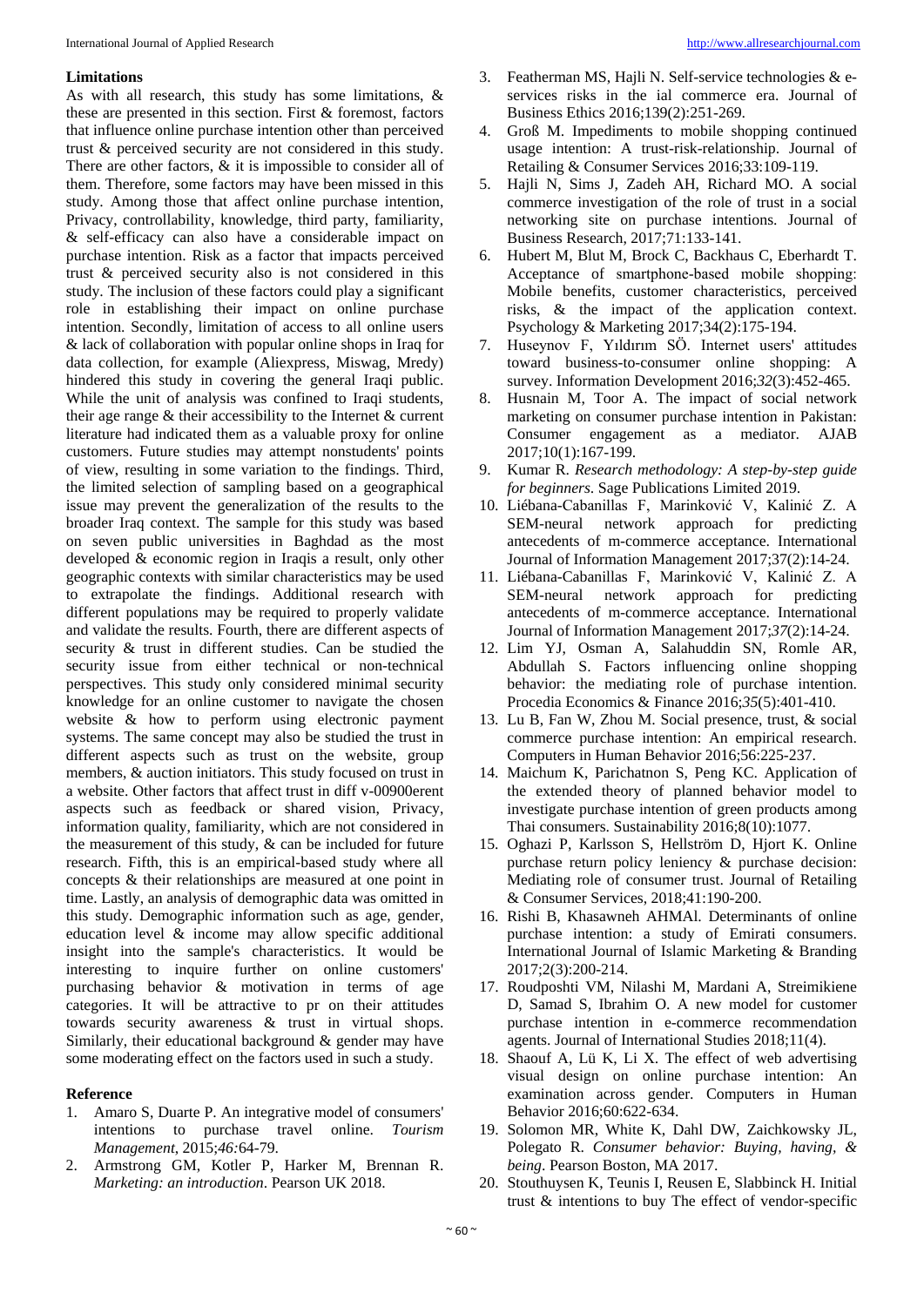### Limitations

As with all research, this study has some limitations, & these are presented in this section. First & foremost, factors that influence online purchase intention other than perceived trust & perceived security are not considered in this study. There are other factors, & it is impossible to consider all of them. Therefore, some factors may have been missed in this study. Among those that affect online purchase intention, Privacy, controllability, knowledge, third party, familiarity, & self-efficacy can also have a considerable impact on purchase intention. Risk as a factor that impacts perceived trust & perceived security also is not considered in this study. The inclusion of these factors could play a significant role in establishing their impact on online purchase intention. Secondly, limitation of access to all online users & lack of collaboration with popular online shops in Iraq for data collection, for example (Aliexpress, Miswag, Mredy) hindered this study in covering the general Iraqi public. While the unit of analysis was confined to Iraqi students, their age range & their accessibility to the Internet & current literature had indicated them as a valuable proxy for online customers. Future studies may attempt nonstudents' points of view, resulting in some variation to the findings. Third, the limited selection of sampling based on a geographical issue may prevent the generalization of the results to the broader Iraq context. The sample for this study was based on seven public universities in Baghdad as the most developed & economic region in Iraqis a result, only other geographic contexts with similar characteristics may be used to extrapolate the findings. Additional research with different populations may be required to properly validate and validate the results. Fourth, there are different aspects of security & trust in different studies. Can be studied the security issue from either technical or non-technical perspectives. This study only considered minimal security knowledge for an online customer to navigate the chosen website & how to perform using electronic payment systems. The same concept may also be studied the trust in different aspects such as trust on the website, group members, & auction initiators. This study focused on trust in a website. Other factors that affect trust in diff v-00900erent aspects such as feedback or shared vision, Privacy, information quality, familiarity, which are not considered in the measurement of this study, & can be included for future research. Fifth, this is an empirical-based study where all concepts & their relationships are measured at one point in time. Lastly, an analysis of demographic data was omitted in this study. Demographic information such as age, gender, education level & income may allow specific additional insight into the sample's characteristics. It would be interesting to inquire further on online customers' purchasing behavior & motivation in terms of age categories. It will be attractive to pr on their attitudes towards security awareness & trust in virtual shops. Similarly, their educational background & gender may have some moderating effect on the factors used in such a study.

### Reference

1. Amaro S, Duarte P. An integrative model of consumers' intentions to purchase travel online. *Tourism Management*, 2015;*46:*64-79.
2. Armstrong GM, Kotler P, Harker M, Brennan R. *Marketing: an introduction*. Pearson UK 2018.
3. Featherman MS, Hajli N. Self-service technologies & e-services risks in the ial commerce era. Journal of Business Ethics 2016;139(2):251-269.
4. Groß M. Impediments to mobile shopping continued usage intention: A trust-risk-relationship. Journal of Retailing & Consumer Services 2016;33:109-119.
5. Hajli N, Sims J, Zadeh AH, Richard MO. A social commerce investigation of the role of trust in a social networking site on purchase intentions. Journal of Business Research, 2017;71:133-141.
6. Hubert M, Blut M, Brock C, Backhaus C, Eberhardt T. Acceptance of smartphone-based mobile shopping: Mobile benefits, customer characteristics, perceived risks, & the impact of the application context. Psychology & Marketing 2017;34(2):175-194.
7. Huseynov F, Yıldırım SÖ. Internet users' attitudes toward business-to-consumer online shopping: A survey. Information Development 2016;*32*(3):452-465.
8. Husnain M, Toor A. The impact of social network marketing on consumer purchase intention in Pakistan: Consumer engagement as a mediator. AJAB 2017;10(1):167-199.
9. Kumar R. *Research methodology: A step-by-step guide for beginners*. Sage Publications Limited 2019.
10. Liébana-Cabanillas F, Marinković V, Kalinić Z. A SEM-neural network approach for predicting antecedents of m-commerce acceptance. International Journal of Information Management 2017;37(2):14-24.
11. Liébana-Cabanillas F, Marinković V, Kalinić Z. A SEM-neural network approach for predicting antecedents of m-commerce acceptance. International Journal of Information Management 2017;*37*(2):14-24.
12. Lim YJ, Osman A, Salahuddin SN, Romle AR, Abdullah S. Factors influencing online shopping behavior: the mediating role of purchase intention. Procedia Economics & Finance 2016;*35*(5):401-410.
13. Lu B, Fan W, Zhou M. Social presence, trust, & social commerce purchase intention: An empirical research. Computers in Human Behavior 2016;56:225-237.
14. Maichum K, Parichatnon S, Peng KC. Application of the extended theory of planned behavior model to investigate purchase intention of green products among Thai consumers. Sustainability 2016;8(10):1077.
15. Oghazi P, Karlsson S, Hellström D, Hjort K. Online purchase return policy leniency & purchase decision: Mediating role of consumer trust. Journal of Retailing & Consumer Services, 2018;41:190-200.
16. Rishi B, Khasawneh AHMAl. Determinants of online purchase intention: a study of Emirati consumers. International Journal of Islamic Marketing & Branding 2017;2(3):200-214.
17. Roudposhti VM, Nilashi M, Mardani A, Streimikiene D, Samad S, Ibrahim O. A new model for customer purchase intention in e-commerce recommendation agents. Journal of International Studies 2018;11(4).
18. Shaouf A, Lü K, Li X. The effect of web advertising visual design on online purchase intention: An examination across gender. Computers in Human Behavior 2016;60:622-634.
19. Solomon MR, White K, Dahl DW, Zaichkowsky JL, Polegato R. *Consumer behavior: Buying, having, & being*. Pearson Boston, MA 2017.
20. Stouthuysen K, Teunis I, Reusen E, Slabbinck H. Initial trust & intentions to buy The effect of vendor-specific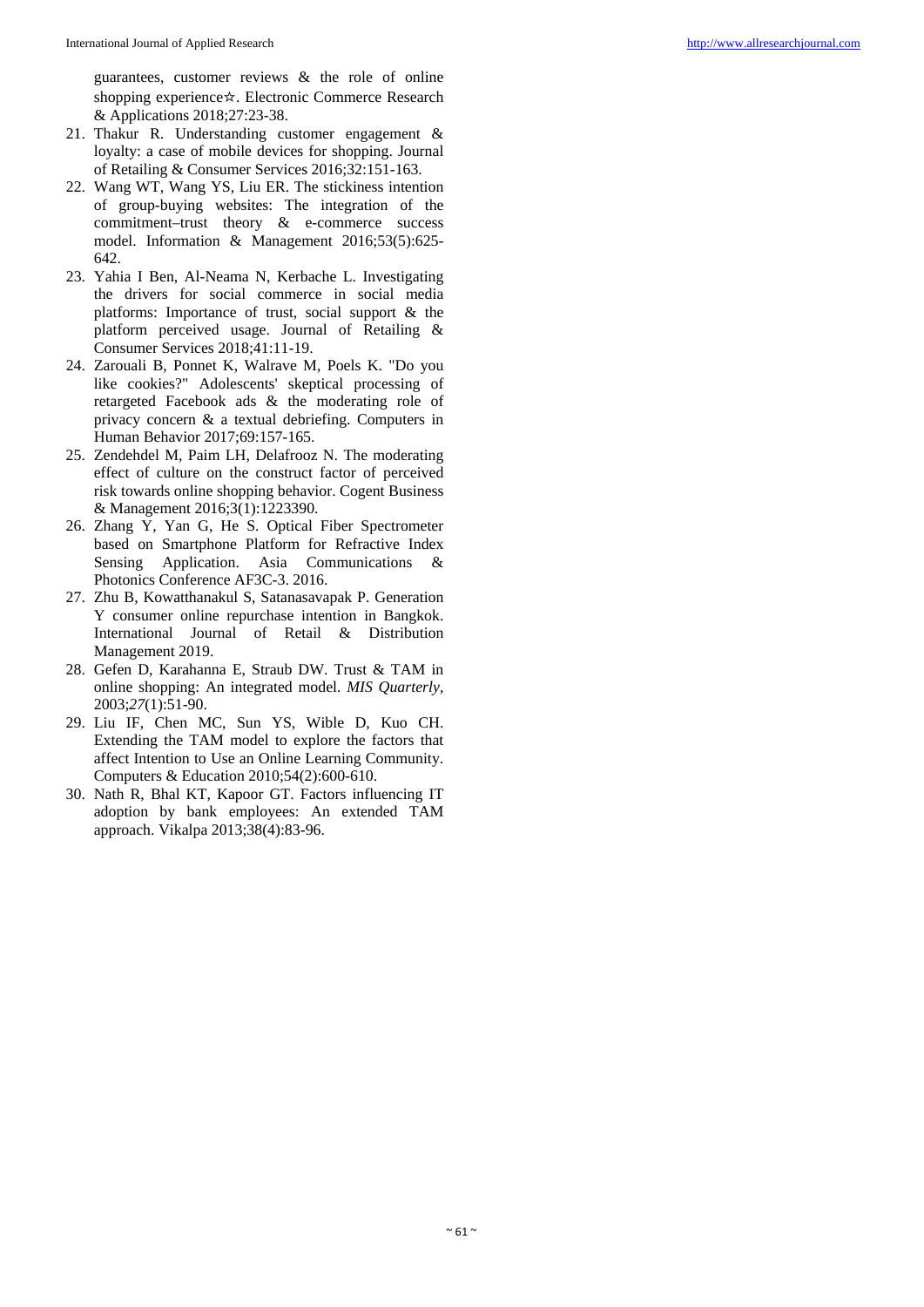guarantees, customer reviews & the role of online shopping experience☆. Electronic Commerce Research & Applications 2018;27:23-38.

21. Thakur R. Understanding customer engagement & loyalty: a case of mobile devices for shopping. Journal of Retailing & Consumer Services 2016;32:151-163.
22. Wang WT, Wang YS, Liu ER. The stickiness intention of group-buying websites: The integration of the commitment–trust theory & e-commerce success model. Information & Management 2016;53(5):625-642.
23. Yahia I Ben, Al-Neama N, Kerbache L. Investigating the drivers for social commerce in social media platforms: Importance of trust, social support & the platform perceived usage. Journal of Retailing & Consumer Services 2018;41:11-19.
24. Zarouali B, Ponnet K, Walrave M, Poels K. "Do you like cookies?" Adolescents' skeptical processing of retargeted Facebook ads & the moderating role of privacy concern & a textual debriefing. Computers in Human Behavior 2017;69:157-165.
25. Zendehdel M, Paim LH, Delafrooz N. The moderating effect of culture on the construct factor of perceived risk towards online shopping behavior. Cogent Business & Management 2016;3(1):1223390.
26. Zhang Y, Yan G, He S. Optical Fiber Spectrometer based on Smartphone Platform for Refractive Index Sensing Application. Asia Communications & Photonics Conference AF3C-3. 2016.
27. Zhu B, Kowatthanakul S, Satanasavapak P. Generation Y consumer online repurchase intention in Bangkok. International Journal of Retail & Distribution Management 2019.
28. Gefen D, Karahanna E, Straub DW. Trust & TAM in online shopping: An integrated model. *MIS Quarterly*, 2003;*27*(1):51-90.
29. Liu IF, Chen MC, Sun YS, Wible D, Kuo CH. Extending the TAM model to explore the factors that affect Intention to Use an Online Learning Community. Computers & Education 2010;54(2):600-610.
30. Nath R, Bhal KT, Kapoor GT. Factors influencing IT adoption by bank employees: An extended TAM approach. Vikalpa 2013;38(4):83-96.